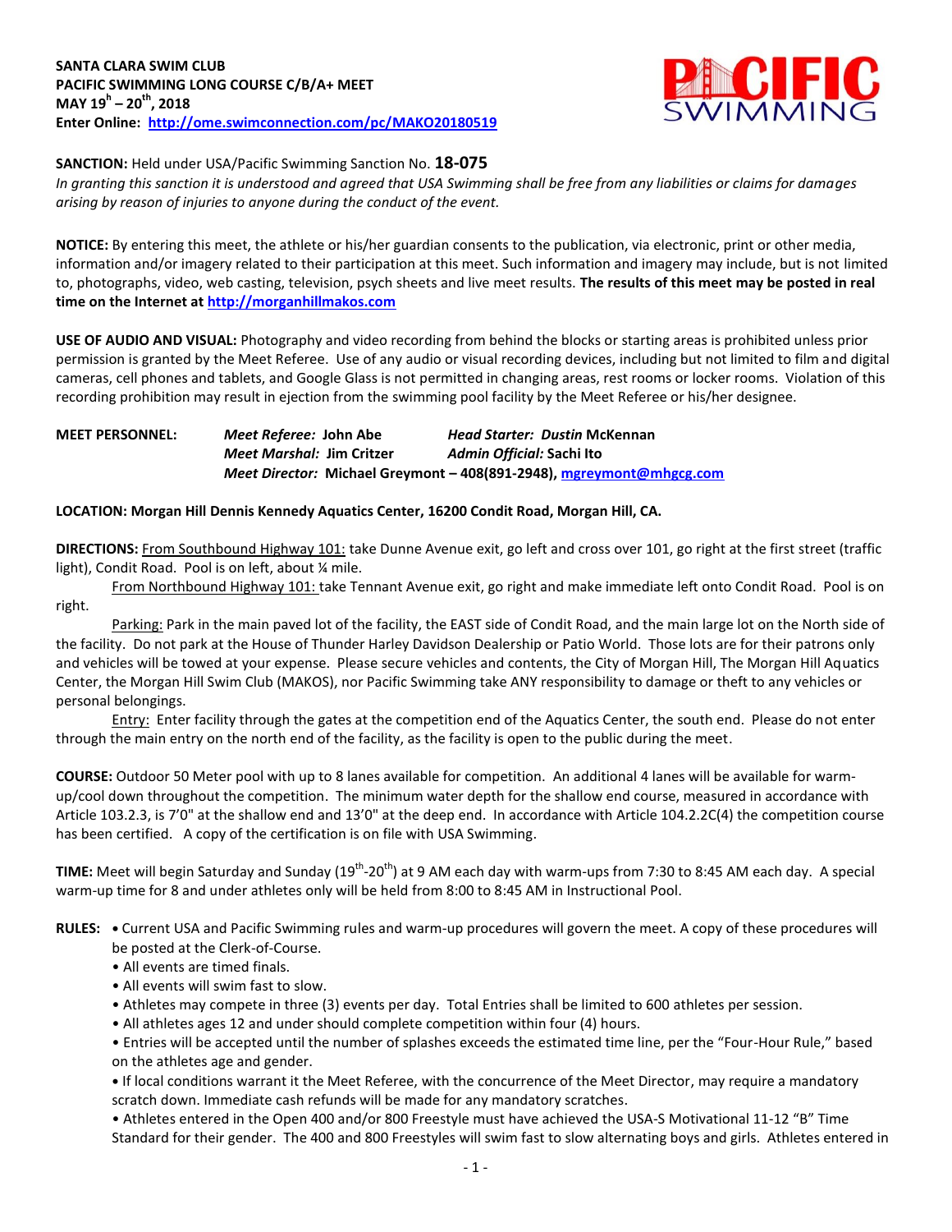**SANTA CLARA SWIM CLUB**
**PACIFIC SWIMMING LONG COURSE C/B/A+ MEET**
**MAY 19[h] – 20[th], 2018**
**Enter Online: [http://ome.swimconnection.com/pc/MAKO20180519](http://ome.swimconnection.com/pc/MAKO20180519)**

**SANCTION:** Held under USA/Pacific Swimming Sanction No. **18-075**
*In granting this sanction it is understood and agreed that USA Swimming shall be free from any liabilities or claims for damages arising by reason of injuries to anyone during the conduct of the event.*

**NOTICE:** By entering this meet, the athlete or his/her guardian consents to the publication, via electronic, print or other media, information and/or imagery related to their participation at this meet. Such information and imagery may include, but is not limited to, photographs, video, web casting, television, psych sheets and live meet results. **The results of this meet may be posted in real time on the Internet at [http://morganhillmakos.com](http://morganhillmakos.com)**

**USE OF AUDIO AND VISUAL:** Photography and video recording from behind the blocks or starting areas is prohibited unless prior permission is granted by the Meet Referee. Use of any audio or visual recording devices, including but not limited to film and digital cameras, cell phones and tablets, and Google Glass is not permitted in changing areas, rest rooms or locker rooms. Violation of this recording prohibition may result in ejection from the swimming pool facility by the Meet Referee or his/her designee.

**MEET PERSONNEL:** ***Meet Referee:*** **John Abe** ***Head Starter: Dustin*** **McKennan**
***Meet Marshal:*** **Jim Critzer** ***Admin Official:*** **Sachi Ito**
***Meet Director:*** **Michael Greymont – 408(891-2948), [mgreymont@mhgcg.com](mailto:mgreymont@mhgcg.com)**

**LOCATION: Morgan Hill Dennis Kennedy Aquatics Center, 16200 Condit Road, Morgan Hill, CA.**

**DIRECTIONS:** From Southbound Highway 101: take Dunne Avenue exit, go left and cross over 101, go right at the first street (traffic light), Condit Road. Pool is on left, about ¼ mile.

From Northbound Highway 101: take Tennant Avenue exit, go right and make immediate left onto Condit Road. Pool is on right.

Parking: Park in the main paved lot of the facility, the EAST side of Condit Road, and the main large lot on the North side of the facility. Do not park at the House of Thunder Harley Davidson Dealership or Patio World. Those lots are for their patrons only and vehicles will be towed at your expense. Please secure vehicles and contents, the City of Morgan Hill, The Morgan Hill Aquatics Center, the Morgan Hill Swim Club (MAKOS), nor Pacific Swimming take ANY responsibility to damage or theft to any vehicles or personal belongings.

Entry: Enter facility through the gates at the competition end of the Aquatics Center, the south end. Please do not enter through the main entry on the north end of the facility, as the facility is open to the public during the meet.

**COURSE:** Outdoor 50 Meter pool with up to 8 lanes available for competition. An additional 4 lanes will be available for warm-up/cool down throughout the competition. The minimum water depth for the shallow end course, measured in accordance with Article 103.2.3, is 7'0" at the shallow end and 13'0" at the deep end. In accordance with Article 104.2.2C(4) the competition course has been certified. A copy of the certification is on file with USA Swimming.

**TIME:** Meet will begin Saturday and Sunday (19[th]-20[th]) at 9 AM each day with warm-ups from 7:30 to 8:45 AM each day. A special warm-up time for 8 and under athletes only will be held from 8:00 to 8:45 AM in Instructional Pool.

**RULES:**
- Current USA and Pacific Swimming rules and warm-up procedures will govern the meet. A copy of these procedures will be posted at the Clerk-of-Course.
- All events are timed finals.
- All events will swim fast to slow.
- Athletes may compete in three (3) events per day. Total Entries shall be limited to 600 athletes per session.
- All athletes ages 12 and under should complete competition within four (4) hours.
- Entries will be accepted until the number of splashes exceeds the estimated time line, per the "Four-Hour Rule," based on the athletes age and gender.
- If local conditions warrant it the Meet Referee, with the concurrence of the Meet Director, may require a mandatory scratch down. Immediate cash refunds will be made for any mandatory scratches.
- Athletes entered in the Open 400 and/or 800 Freestyle must have achieved the USA-S Motivational 11-12 "B" Time Standard for their gender. The 400 and 800 Freestyles will swim fast to slow alternating boys and girls. Athletes entered in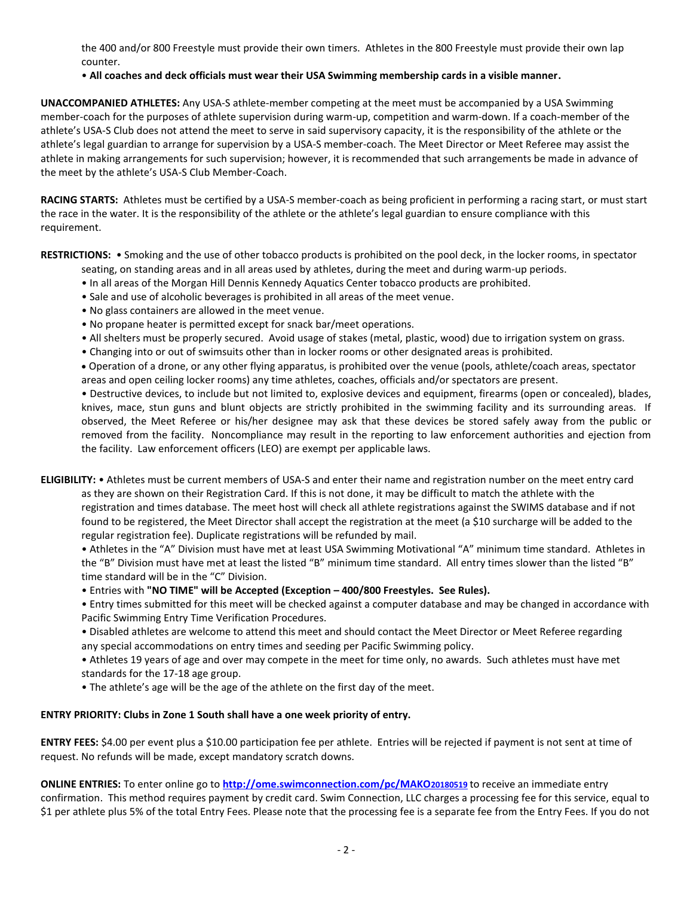the 400 and/or 800 Freestyle must provide their own timers. Athletes in the 800 Freestyle must provide their own lap counter.

• **All coaches and deck officials must wear their USA Swimming membership cards in a visible manner.**

**UNACCOMPANIED ATHLETES:** Any USA-S athlete-member competing at the meet must be accompanied by a USA Swimming member-coach for the purposes of athlete supervision during warm-up, competition and warm-down. If a coach-member of the athlete's USA-S Club does not attend the meet to serve in said supervisory capacity, it is the responsibility of the athlete or the athlete's legal guardian to arrange for supervision by a USA-S member-coach. The Meet Director or Meet Referee may assist the athlete in making arrangements for such supervision; however, it is recommended that such arrangements be made in advance of the meet by the athlete's USA-S Club Member-Coach.

**RACING STARTS:** Athletes must be certified by a USA-S member-coach as being proficient in performing a racing start, or must start the race in the water. It is the responsibility of the athlete or the athlete's legal guardian to ensure compliance with this requirement.

**RESTRICTIONS:** • Smoking and the use of other tobacco products is prohibited on the pool deck, in the locker rooms, in spectator seating, on standing areas and in all areas used by athletes, during the meet and during warm-up periods.

• In all areas of the Morgan Hill Dennis Kennedy Aquatics Center tobacco products are prohibited.

• Sale and use of alcoholic beverages is prohibited in all areas of the meet venue.

• No glass containers are allowed in the meet venue.

• No propane heater is permitted except for snack bar/meet operations.

• All shelters must be properly secured. Avoid usage of stakes (metal, plastic, wood) due to irrigation system on grass.

• Changing into or out of swimsuits other than in locker rooms or other designated areas is prohibited.

• Operation of a drone, or any other flying apparatus, is prohibited over the venue (pools, athlete/coach areas, spectator areas and open ceiling locker rooms) any time athletes, coaches, officials and/or spectators are present.

• Destructive devices, to include but not limited to, explosive devices and equipment, firearms (open or concealed), blades, knives, mace, stun guns and blunt objects are strictly prohibited in the swimming facility and its surrounding areas. If observed, the Meet Referee or his/her designee may ask that these devices be stored safely away from the public or removed from the facility. Noncompliance may result in the reporting to law enforcement authorities and ejection from the facility. Law enforcement officers (LEO) are exempt per applicable laws.

**ELIGIBILITY:** • Athletes must be current members of USA-S and enter their name and registration number on the meet entry card as they are shown on their Registration Card. If this is not done, it may be difficult to match the athlete with the registration and times database. The meet host will check all athlete registrations against the SWIMS database and if not found to be registered, the Meet Director shall accept the registration at the meet (a $10 surcharge will be added to the regular registration fee). Duplicate registrations will be refunded by mail.

• Athletes in the "A" Division must have met at least USA Swimming Motivational "A" minimum time standard. Athletes in the "B" Division must have met at least the listed "B" minimum time standard. All entry times slower than the listed "B" time standard will be in the "C" Division.

• Entries with **"NO TIME" will be Accepted (Exception – 400/800 Freestyles. See Rules).**

• Entry times submitted for this meet will be checked against a computer database and may be changed in accordance with Pacific Swimming Entry Time Verification Procedures.

• Disabled athletes are welcome to attend this meet and should contact the Meet Director or Meet Referee regarding any special accommodations on entry times and seeding per Pacific Swimming policy.

• Athletes 19 years of age and over may compete in the meet for time only, no awards. Such athletes must have met standards for the 17-18 age group.

• The athlete's age will be the age of the athlete on the first day of the meet.

**ENTRY PRIORITY: Clubs in Zone 1 South shall have a one week priority of entry.**

**ENTRY FEES:** $4.00 per event plus a $10.00 participation fee per athlete. Entries will be rejected if payment is not sent at time of request. No refunds will be made, except mandatory scratch downs.

**ONLINE ENTRIES:** To enter online go to **http://ome.swimconnection.com/pc/MAKO20180519** to receive an immediate entry confirmation. This method requires payment by credit card. Swim Connection, LLC charges a processing fee for this service, equal to $1 per athlete plus 5% of the total Entry Fees. Please note that the processing fee is a separate fee from the Entry Fees. If you do not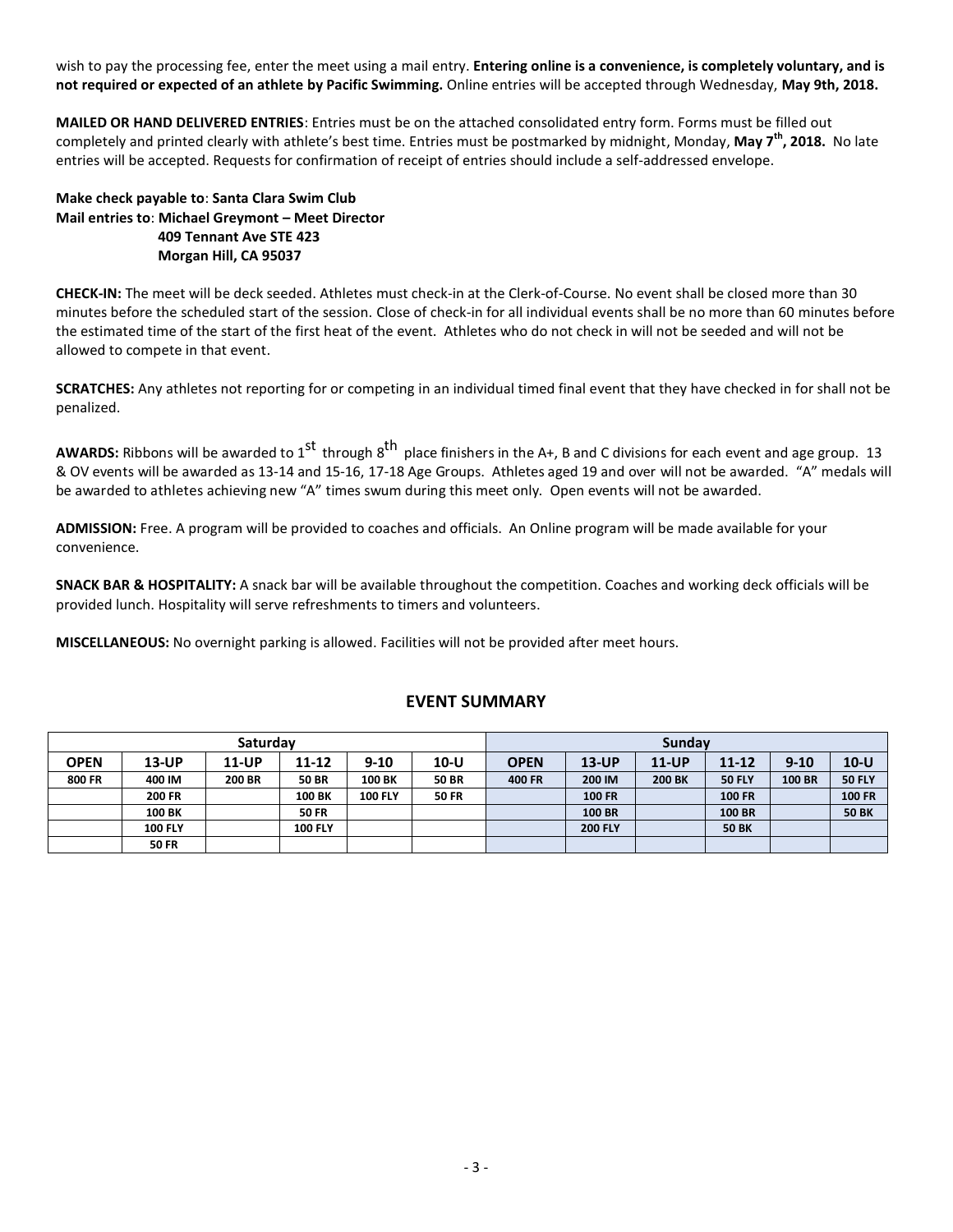wish to pay the processing fee, enter the meet using a mail entry. **Entering online is a convenience, is completely voluntary, and is not required or expected of an athlete by Pacific Swimming.** Online entries will be accepted through Wednesday, **May 9th, 2018.**

**MAILED OR HAND DELIVERED ENTRIES**: Entries must be on the attached consolidated entry form. Forms must be filled out completely and printed clearly with athlete's best time. Entries must be postmarked by midnight, Monday, **May 7th, 2018.** No late entries will be accepted. Requests for confirmation of receipt of entries should include a self-addressed envelope.

**Make check payable to**: **Santa Clara Swim Club**
**Mail entries to**: **Michael Greymont – Meet Director**
**409 Tennant Ave STE 423**
**Morgan Hill, CA 95037**

**CHECK-IN:** The meet will be deck seeded. Athletes must check-in at the Clerk-of-Course. No event shall be closed more than 30 minutes before the scheduled start of the session. Close of check-in for all individual events shall be no more than 60 minutes before the estimated time of the start of the first heat of the event. Athletes who do not check in will not be seeded and will not be allowed to compete in that event.

**SCRATCHES:** Any athletes not reporting for or competing in an individual timed final event that they have checked in for shall not be penalized.

**AWARDS:** Ribbons will be awarded to 1st through 8th place finishers in the A+, B and C divisions for each event and age group. 13 & OV events will be awarded as 13-14 and 15-16, 17-18 Age Groups. Athletes aged 19 and over will not be awarded. "A" medals will be awarded to athletes achieving new "A" times swum during this meet only. Open events will not be awarded.

**ADMISSION:** Free. A program will be provided to coaches and officials. An Online program will be made available for your convenience.

**SNACK BAR & HOSPITALITY:** A snack bar will be available throughout the competition. Coaches and working deck officials will be provided lunch. Hospitality will serve refreshments to timers and volunteers.

**MISCELLANEOUS:** No overnight parking is allowed. Facilities will not be provided after meet hours.

## EVENT SUMMARY

| Saturday | | | | | | Sunday | | | | | |
|---|---|---|---|---|---|---|---|---|---|---|---|
| **OPEN** | **13-UP** | **11-UP** | **11-12** | **9-10** | **10-U** | **OPEN** | **13-UP** | **11-UP** | **11-12** | **9-10** | **10-U** |
| 800 FR | 400 IM | 200 BR | 50 BR | 100 BK | 50 BR | 400 FR | 200 IM | 200 BK | 50 FLY | 100 BR | 50 FLY |
| | 200 FR | | 100 BK | 100 FLY | 50 FR | | 100 FR | | 100 FR | | 100 FR |
| | 100 BK | | 50 FR | | | | 100 BR | | 100 BR | | 50 BK |
| | 100 FLY | | 100 FLY | | | | 200 FLY | | 50 BK | | |
| | 50 FR | | | | | | | | | | |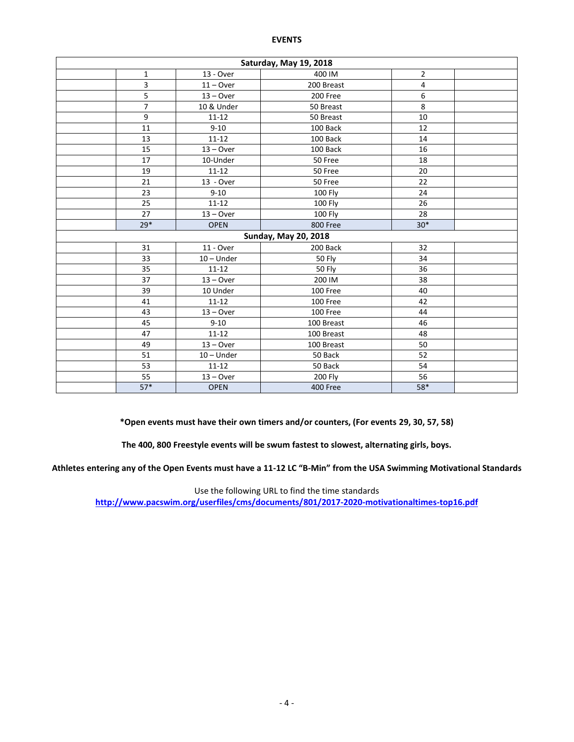**EVENTS**

| | | | | | |
|---|---|---|---|---|---|
| **Saturday, May 19, 2018** | | | | | |
| | 1 | 13 - Over | 400 IM | 2 | |
| | 3 | 11 – Over | 200 Breast | 4 | |
| | 5 | 13 – Over | 200 Free | 6 | |
| | 7 | 10 & Under | 50 Breast | 8 | |
| | 9 | 11-12 | 50 Breast | 10 | |
| | 11 | 9-10 | 100 Back | 12 | |
| | 13 | 11-12 | 100 Back | 14 | |
| | 15 | 13 – Over | 100 Back | 16 | |
| | 17 | 10-Under | 50 Free | 18 | |
| | 19 | 11-12 | 50 Free | 20 | |
| | 21 | 13 - Over | 50 Free | 22 | |
| | 23 | 9-10 | 100 Fly | 24 | |
| | 25 | 11-12 | 100 Fly | 26 | |
| | 27 | 13 – Over | 100 Fly | 28 | |
| | 29* | OPEN | 800 Free | 30* | |
| **Sunday, May 20, 2018** | | | | | |
| | 31 | 11 - Over | 200 Back | 32 | |
| | 33 | 10 – Under | 50 Fly | 34 | |
| | 35 | 11-12 | 50 Fly | 36 | |
| | 37 | 13 – Over | 200 IM | 38 | |
| | 39 | 10 Under | 100 Free | 40 | |
| | 41 | 11-12 | 100 Free | 42 | |
| | 43 | 13 – Over | 100 Free | 44 | |
| | 45 | 9-10 | 100 Breast | 46 | |
| | 47 | 11-12 | 100 Breast | 48 | |
| | 49 | 13 – Over | 100 Breast | 50 | |
| | 51 | 10 – Under | 50 Back | 52 | |
| | 53 | 11-12 | 50 Back | 54 | |
| | 55 | 13 – Over | 200 Fly | 56 | |
| | 57* | OPEN | 400 Free | 58* | |

**\*Open events must have their own timers and/or counters, (For events 29, 30, 57, 58)**

**The 400, 800 Freestyle events will be swum fastest to slowest, alternating girls, boys.**

**Athletes entering any of the Open Events must have a 11-12 LC "B-Min" from the USA Swimming Motivational Standards**

Use the following URL to find the time standards
**http://www.pacswim.org/userfiles/cms/documents/801/2017-2020-motivationaltimes-top16.pdf**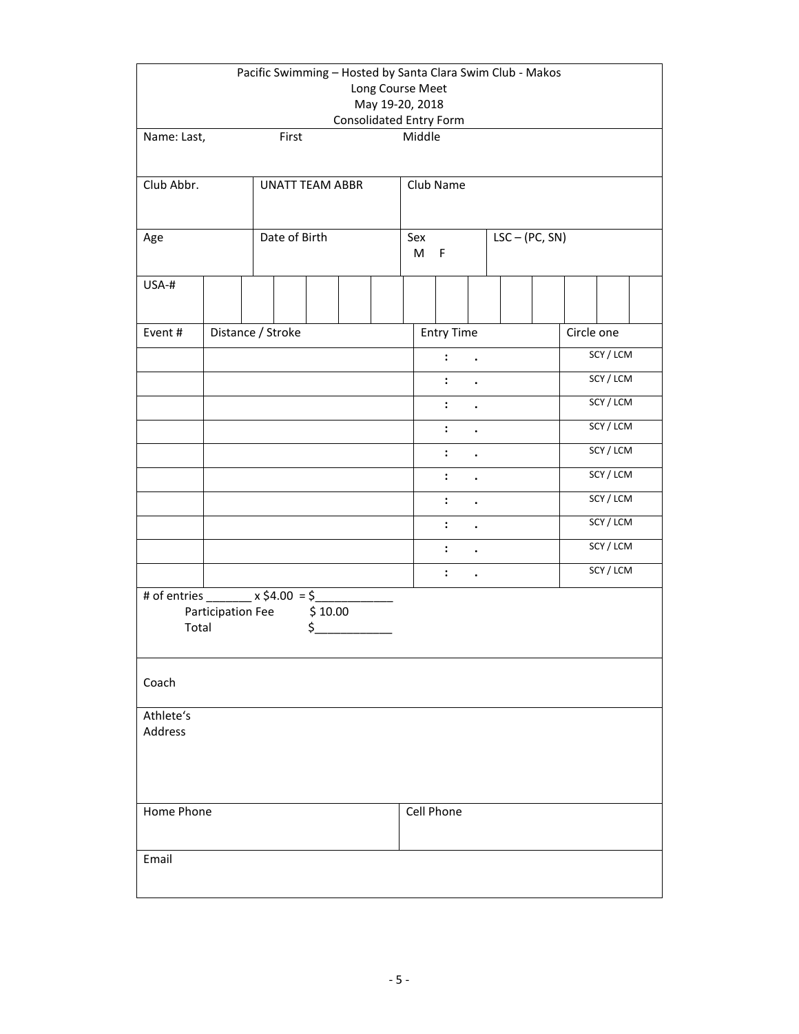Pacific Swimming – Hosted by Santa Clara Swim Club - Makos
Long Course Meet
May 19-20, 2018
Consolidated Entry Form

| Name: Last, | First | Middle |
|---|---|---|
| | | |

| Club Abbr. | UNATT TEAM ABBR | Club Name |
|---|---|---|
| | | |

| Age | Date of Birth | Sex M F | LSC – (PC, SN) |
|---|---|---|---|
| | | | |

| USA-# | | | | | | | | | | | | | | |
|---|---|---|---|---|---|---|---|---|---|---|---|---|---|---|
| | | | | | | | | | | | | | | |

| Event # | Distance / Stroke | Entry Time | Circle one |
|---|---|---|---|
| | | : . | SCY / LCM |
| | | : . | SCY / LCM |
| | | : . | SCY / LCM |
| | | : . | SCY / LCM |
| | | : . | SCY / LCM |
| | | : . | SCY / LCM |
| | | : . | SCY / LCM |
| | | : . | SCY / LCM |
| | | : . | SCY / LCM |
| | | : . | SCY / LCM |

# of entries _______ x $4.00 = $____________

Participation Fee $ 10.00

Total $____________

Coach

Athlete's Address

| Home Phone | Cell Phone |
|---|---|
| | |

Email